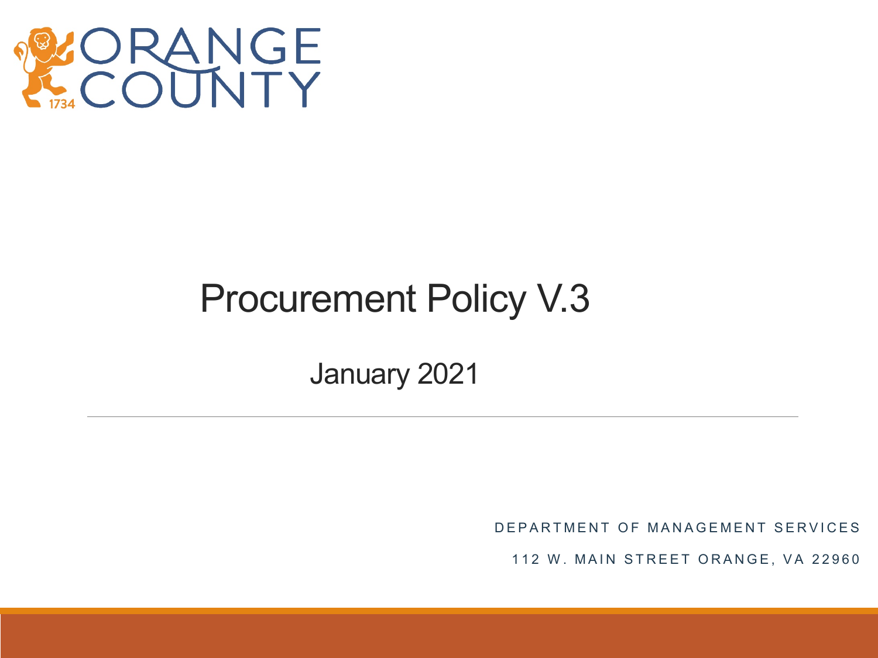ORANGE COUNTY

1734

# Procurement Policy V.3

January 2021

DEPARTMENT OF MANAGEMENT SERVICES

112 W. MAIN STREET ORANGE, VA 22960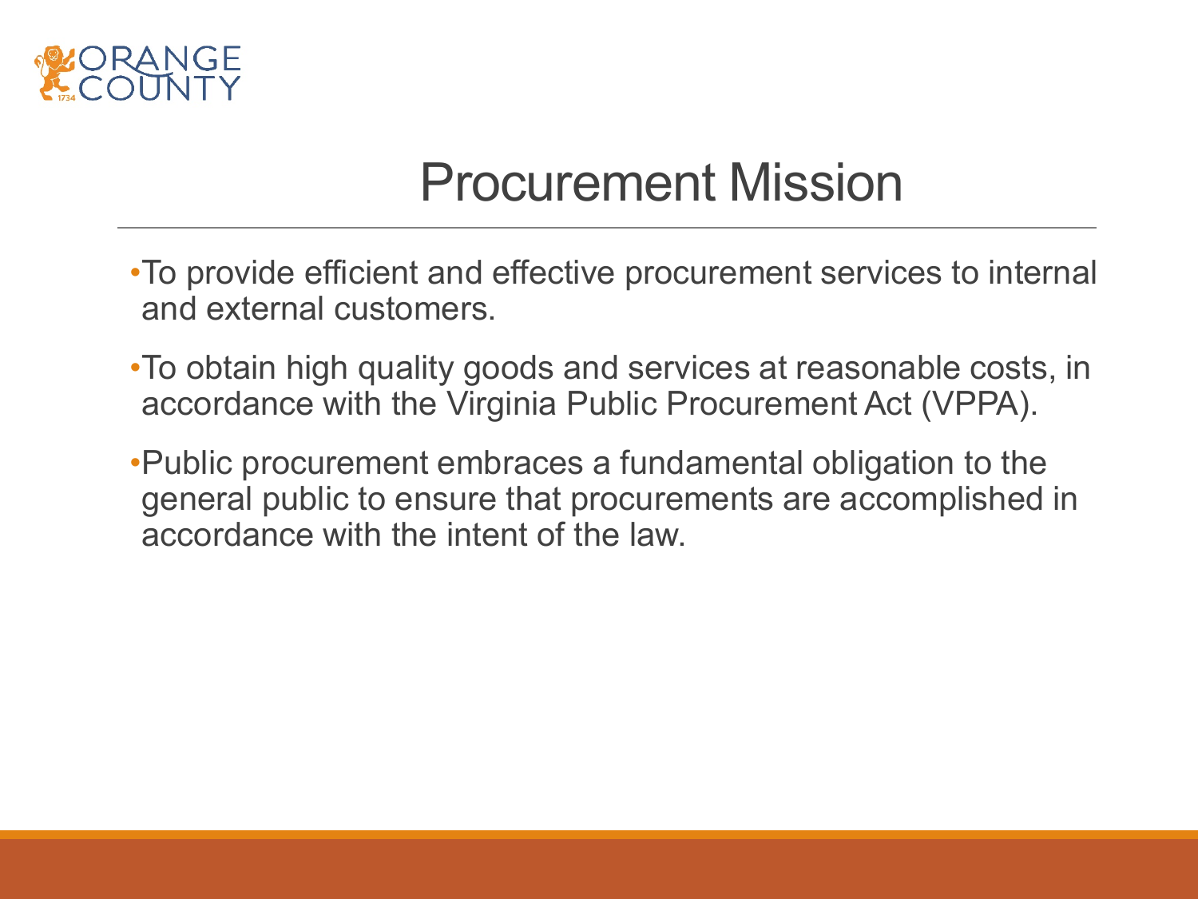# Procurement Mission

- To provide efficient and effective procurement services to internal and external customers.
- To obtain high quality goods and services at reasonable costs, in accordance with the Virginia Public Procurement Act (VPPA).
- Public procurement embraces a fundamental obligation to the general public to ensure that procurements are accomplished in accordance with the intent of the law.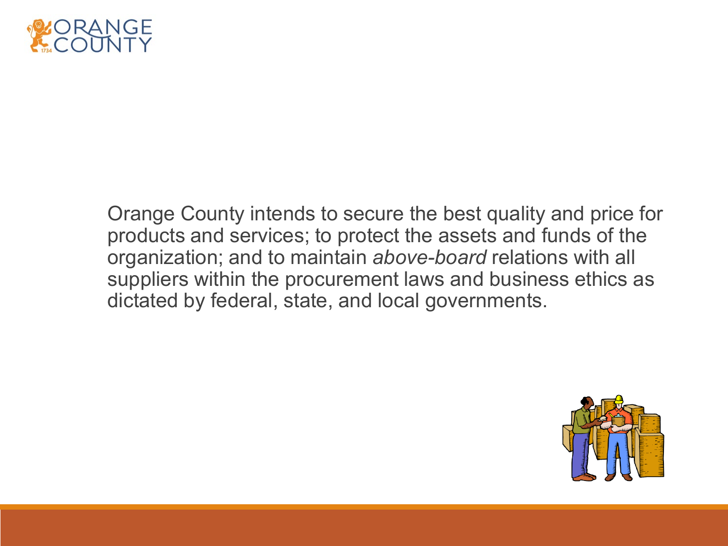Orange County intends to secure the best quality and price for products and services; to protect the assets and funds of the organization; and to maintain *above-board* relations with all suppliers within the procurement laws and business ethics as dictated by federal, state, and local governments.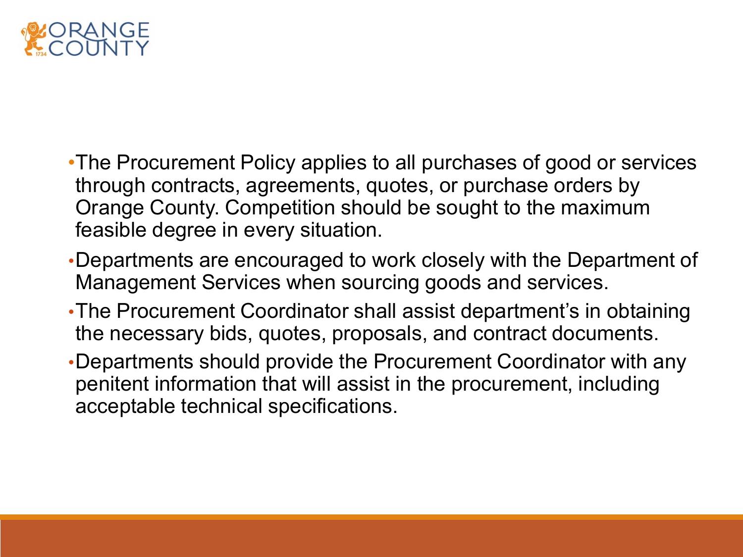- The Procurement Policy applies to all purchases of good or services through contracts, agreements, quotes, or purchase orders by Orange County. Competition should be sought to the maximum feasible degree in every situation.
- Departments are encouraged to work closely with the Department of Management Services when sourcing goods and services.
- The Procurement Coordinator shall assist department's in obtaining the necessary bids, quotes, proposals, and contract documents.
- Departments should provide the Procurement Coordinator with any penitent information that will assist in the procurement, including acceptable technical specifications.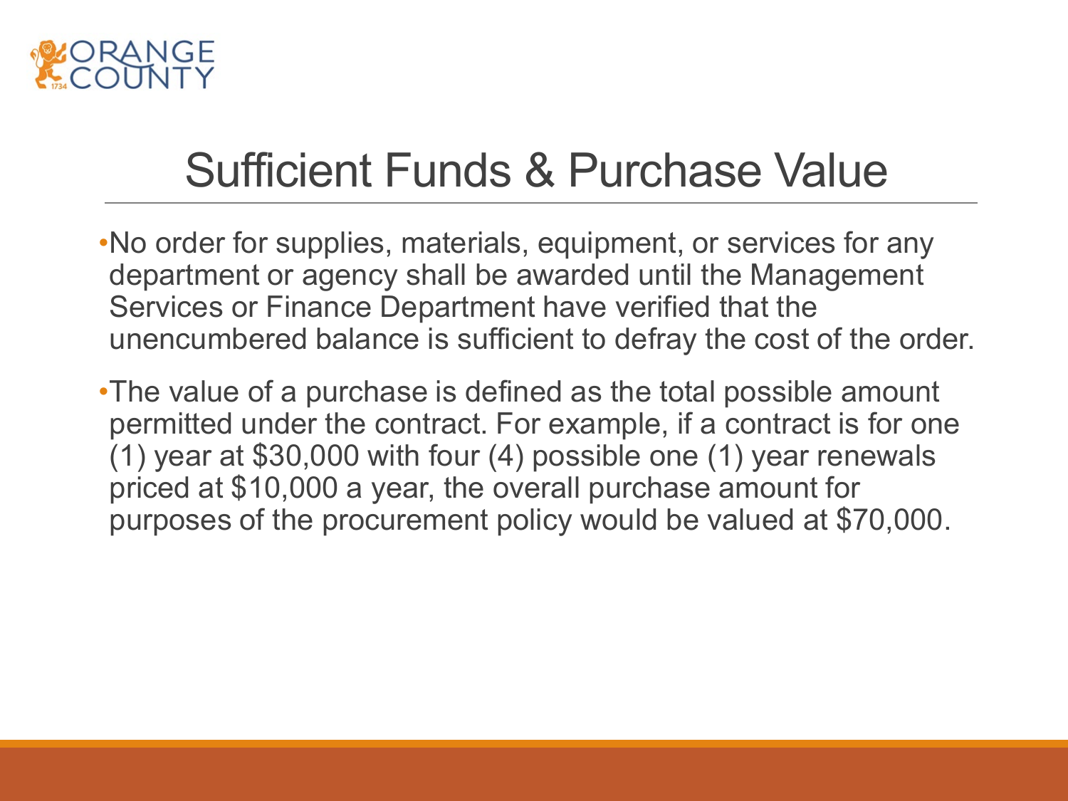# Sufficient Funds & Purchase Value

- No order for supplies, materials, equipment, or services for any department or agency shall be awarded until the Management Services or Finance Department have verified that the unencumbered balance is sufficient to defray the cost of the order.
- The value of a purchase is defined as the total possible amount permitted under the contract. For example, if a contract is for one (1) year at $30,000 with four (4) possible one (1) year renewals priced at $10,000 a year, the overall purchase amount for purposes of the procurement policy would be valued at $70,000.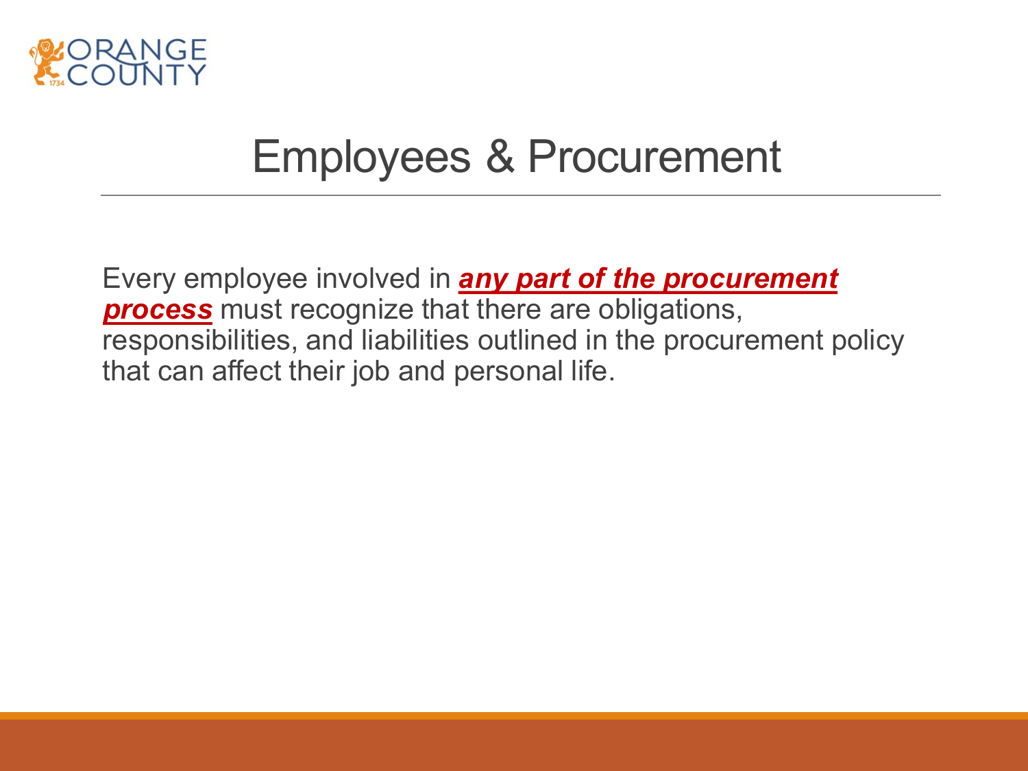# Employees & Procurement

Every employee involved in ***any part of the procurement process*** must recognize that there are obligations, responsibilities, and liabilities outlined in the procurement policy that can affect their job and personal life.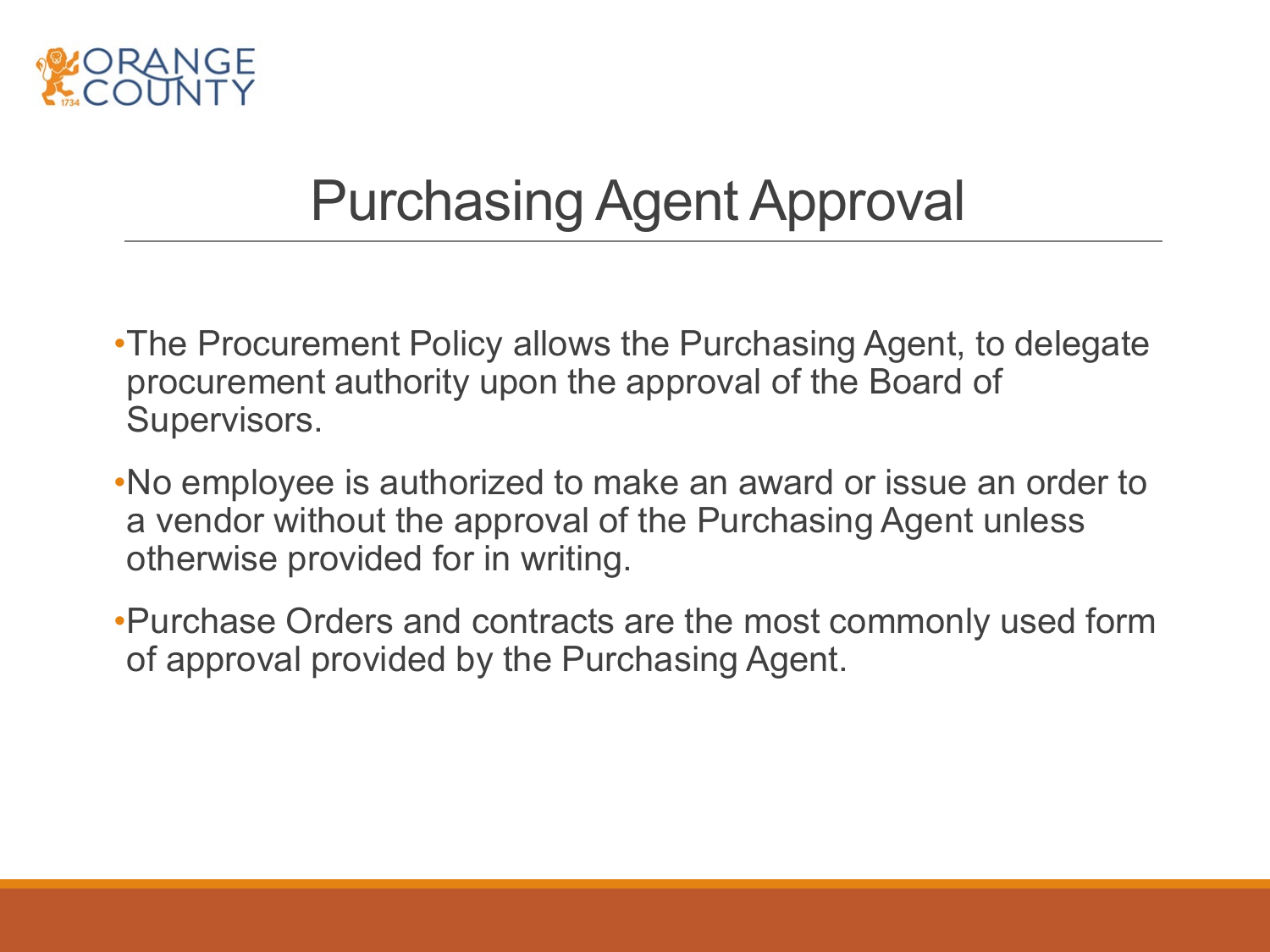# Purchasing Agent Approval

- The Procurement Policy allows the Purchasing Agent, to delegate procurement authority upon the approval of the Board of Supervisors.
- No employee is authorized to make an award or issue an order to a vendor without the approval of the Purchasing Agent unless otherwise provided for in writing.
- Purchase Orders and contracts are the most commonly used form of approval provided by the Purchasing Agent.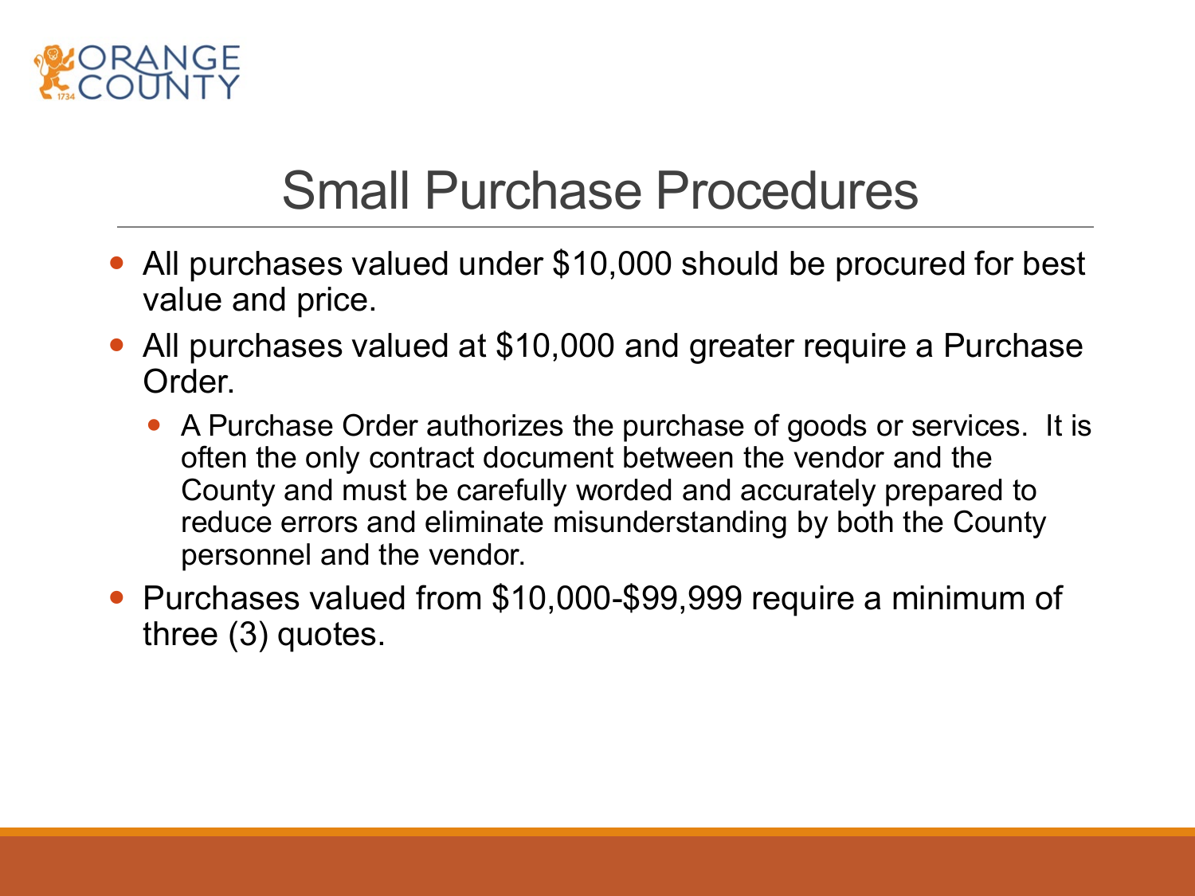# Small Purchase Procedures

- All purchases valued under $10,000 should be procured for best value and price.
- All purchases valued at $10,000 and greater require a Purchase Order.
  - A Purchase Order authorizes the purchase of goods or services. It is often the only contract document between the vendor and the County and must be carefully worded and accurately prepared to reduce errors and eliminate misunderstanding by both the County personnel and the vendor.
- Purchases valued from $10,000-$99,999 require a minimum of three (3) quotes.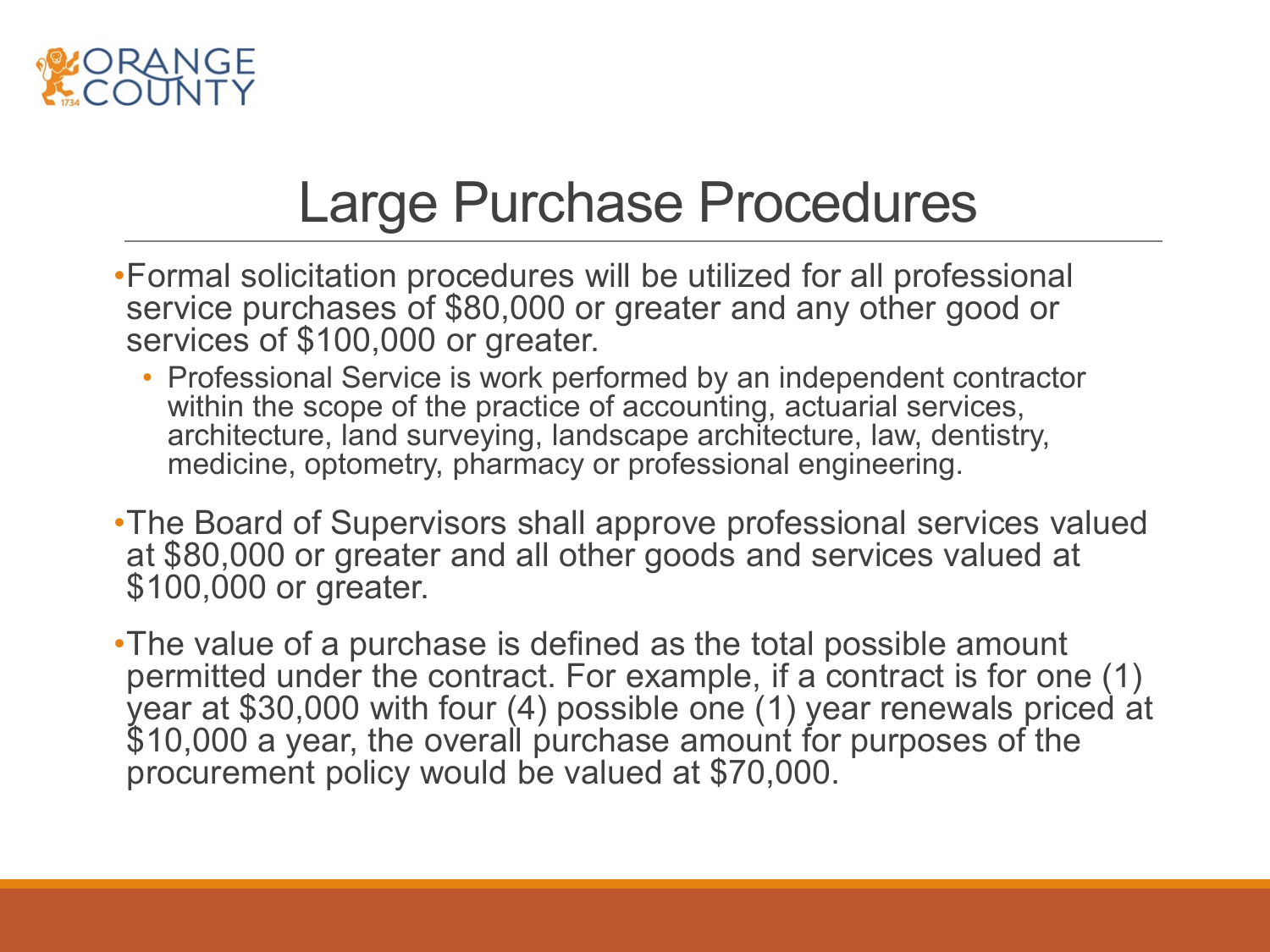# Large Purchase Procedures

- Formal solicitation procedures will be utilized for all professional service purchases of $80,000 or greater and any other good or services of $100,000 or greater.
  - Professional Service is work performed by an independent contractor within the scope of the practice of accounting, actuarial services, architecture, land surveying, landscape architecture, law, dentistry, medicine, optometry, pharmacy or professional engineering.
- The Board of Supervisors shall approve professional services valued at $80,000 or greater and all other goods and services valued at $100,000 or greater.
- The value of a purchase is defined as the total possible amount permitted under the contract. For example, if a contract is for one (1) year at $30,000 with four (4) possible one (1) year renewals priced at $10,000 a year, the overall purchase amount for purposes of the procurement policy would be valued at $70,000.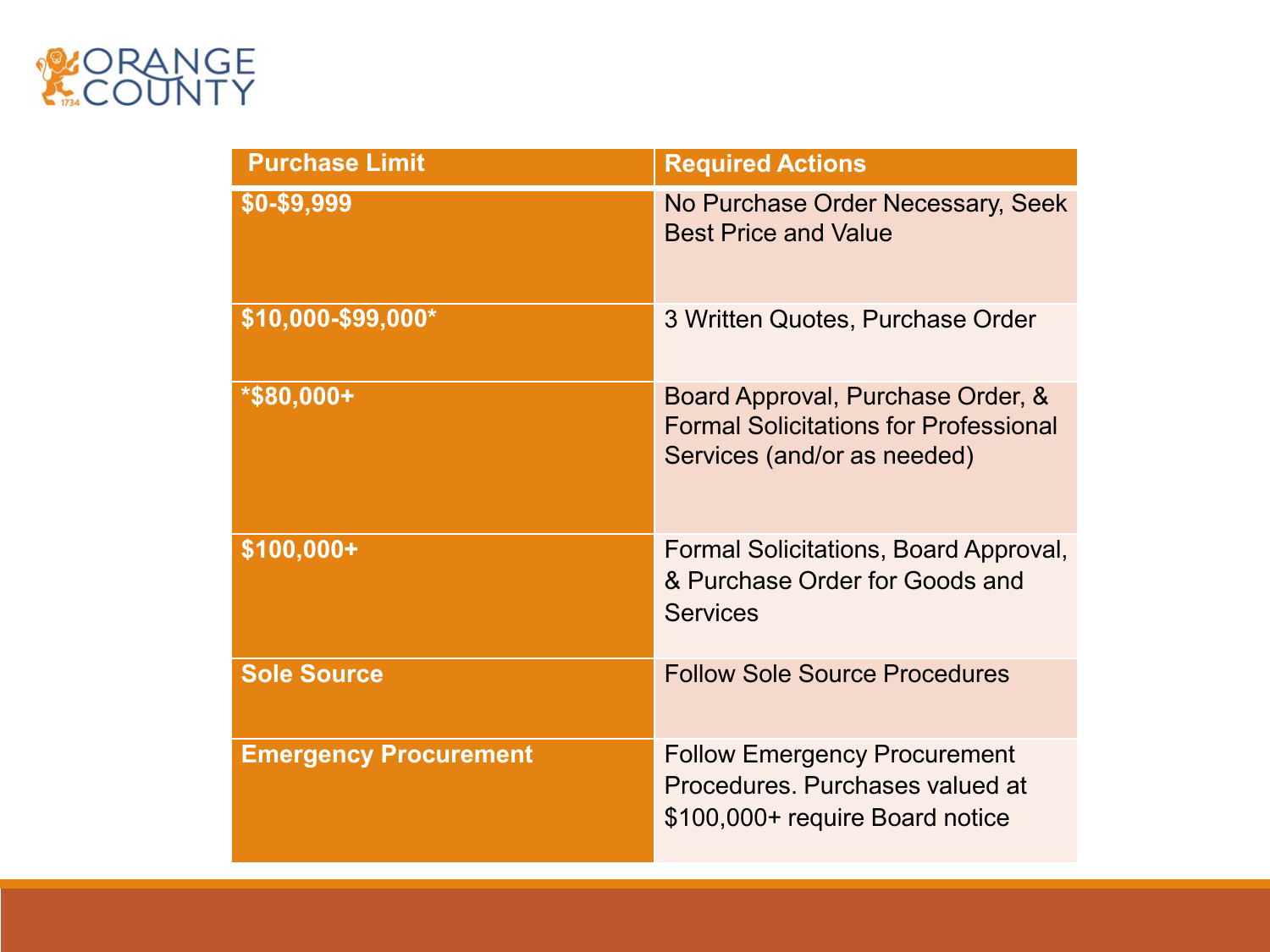| Purchase Limit | Required Actions |
|---|---|
| $0-$9,999 | No Purchase Order Necessary, Seek Best Price and Value |
| $10,000-$99,000* | 3 Written Quotes, Purchase Order |
| *$80,000+ | Board Approval, Purchase Order, & Formal Solicitations for Professional Services (and/or as needed) |
| $100,000+ | Formal Solicitations, Board Approval, & Purchase Order for Goods and Services |
| Sole Source | Follow Sole Source Procedures |
| Emergency Procurement | Follow Emergency Procurement Procedures. Purchases valued at $100,000+ require Board notice |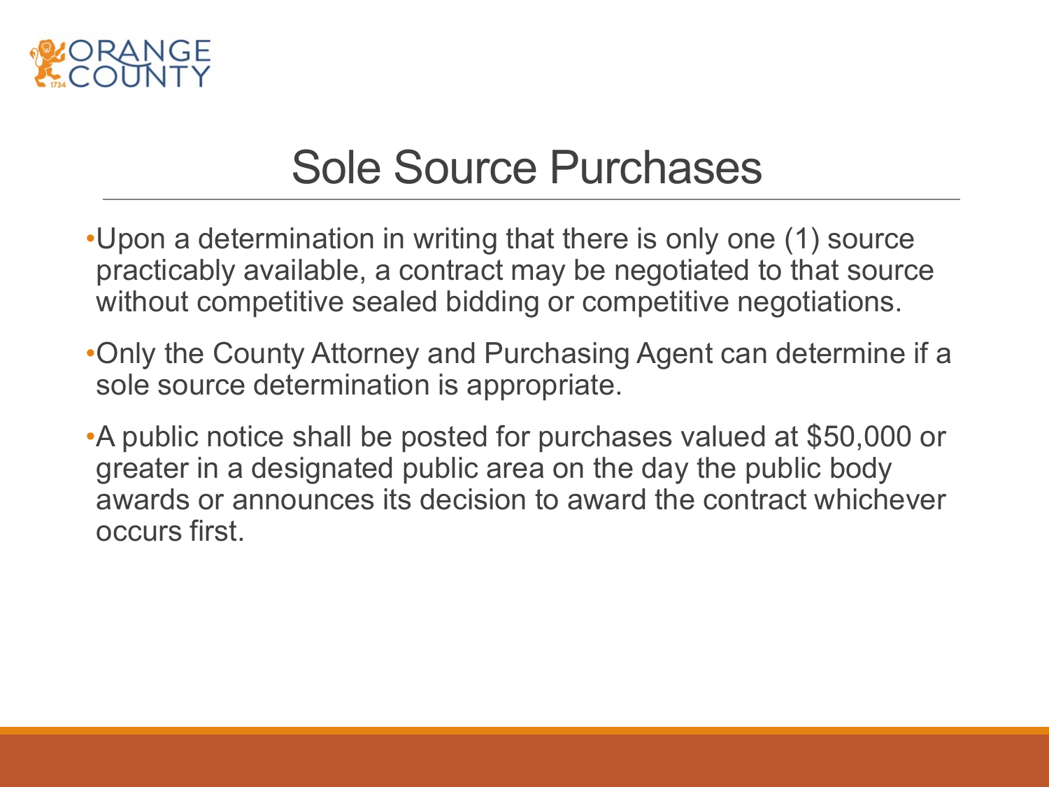# Sole Source Purchases

- Upon a determination in writing that there is only one (1) source practicably available, a contract may be negotiated to that source without competitive sealed bidding or competitive negotiations.
- Only the County Attorney and Purchasing Agent can determine if a sole source determination is appropriate.
- A public notice shall be posted for purchases valued at $50,000 or greater in a designated public area on the day the public body awards or announces its decision to award the contract whichever occurs first.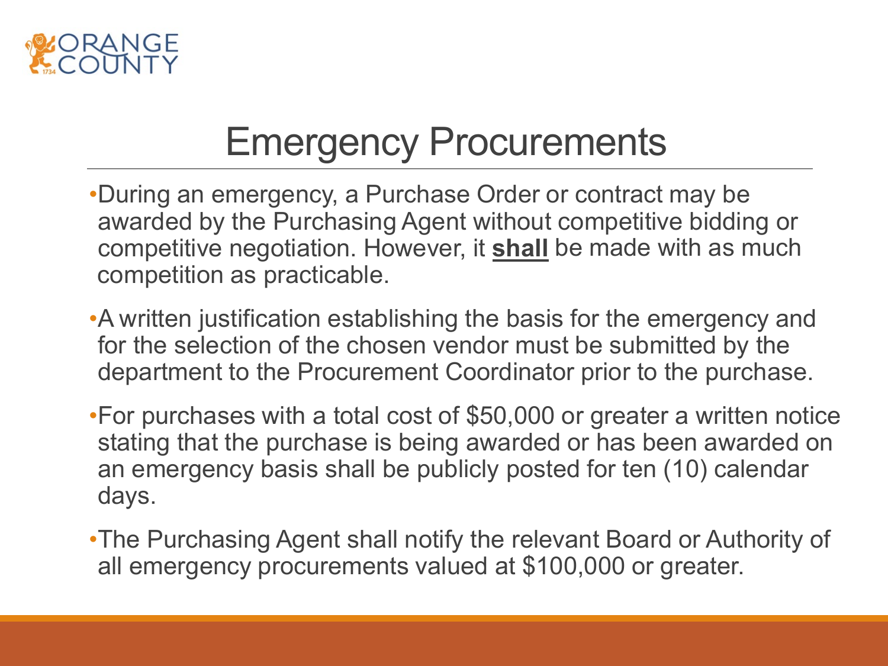# Emergency Procurements

- During an emergency, a Purchase Order or contract may be awarded by the Purchasing Agent without competitive bidding or competitive negotiation. However, it **shall** be made with as much competition as practicable.
- A written justification establishing the basis for the emergency and for the selection of the chosen vendor must be submitted by the department to the Procurement Coordinator prior to the purchase.
- For purchases with a total cost of $50,000 or greater a written notice stating that the purchase is being awarded or has been awarded on an emergency basis shall be publicly posted for ten (10) calendar days.
- The Purchasing Agent shall notify the relevant Board or Authority of all emergency procurements valued at $100,000 or greater.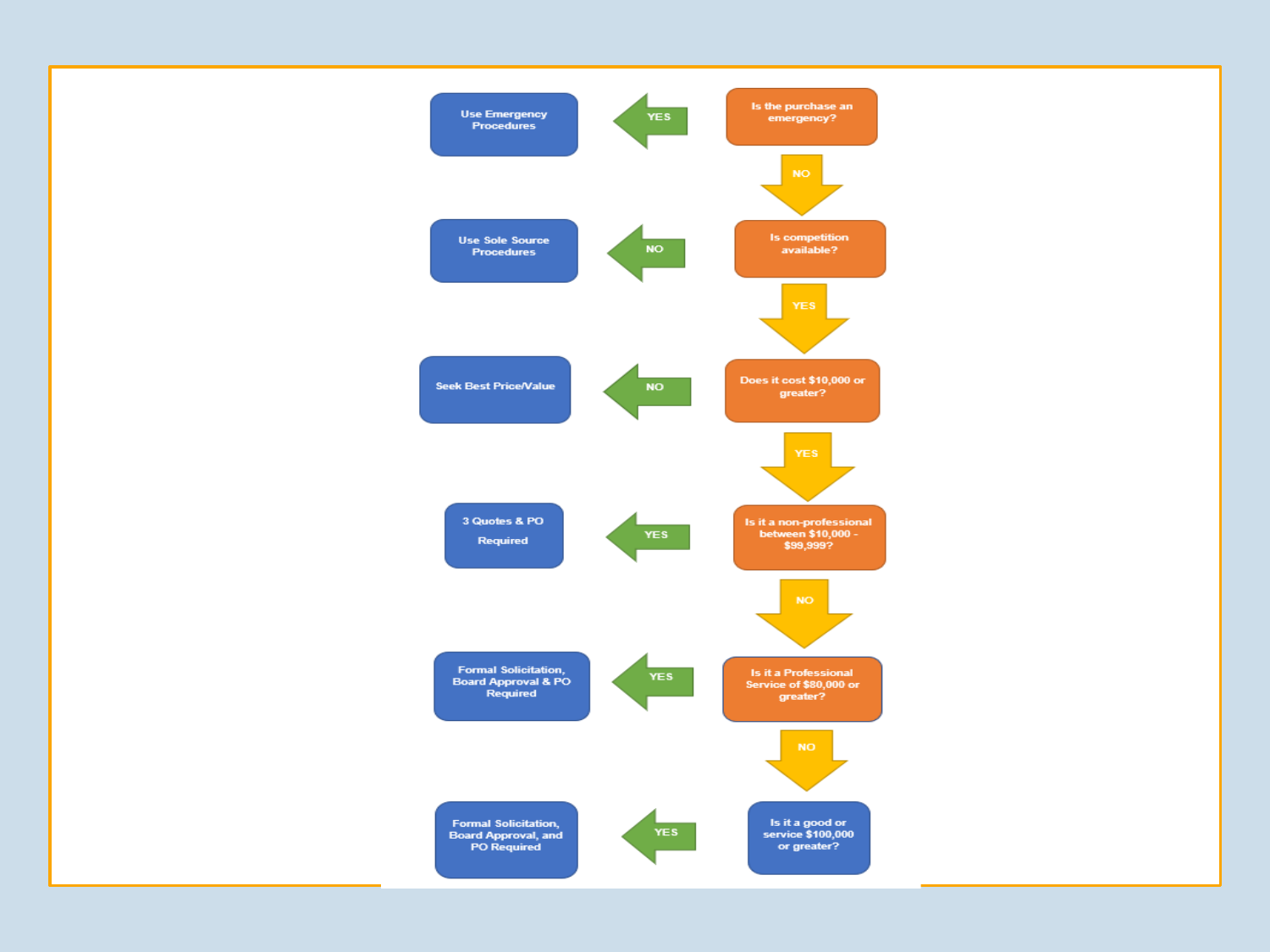Is the purchase an emergency?

YES

Use Emergency Procedures

NO

Is competition available?

NO

Use Sole Source Procedures

YES

Does it cost $10,000 or greater?

NO

Seek Best Price/Value

YES

Is it a non-professional between $10,000 - $99,999?

YES

3 Quotes & PO Required

NO

Is it a Professional Service of $80,000 or greater?

YES

Formal Solicitation, Board Approval & PO Required

NO

Is it a good or service $100,000 or greater?

YES

Formal Solicitation, Board Approval, and PO Required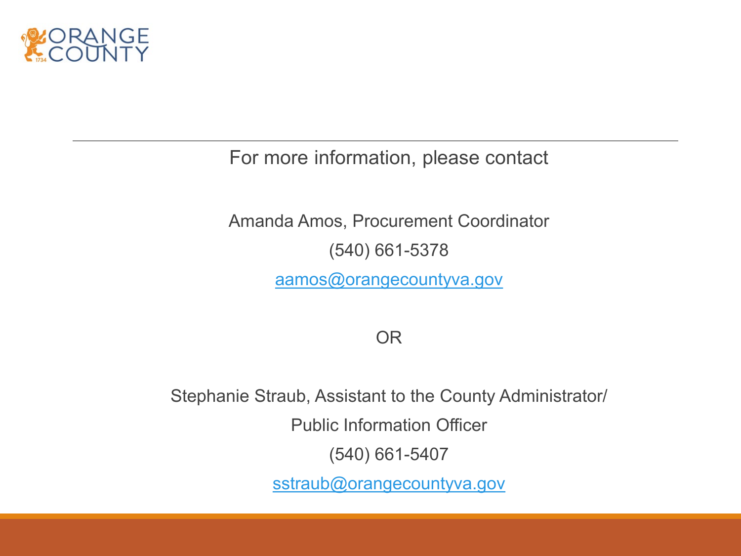ORANGE COUNTY

For more information, please contact

Amanda Amos, Procurement Coordinator

(540) 661-5378

aamos@orangecountyva.gov

OR

Stephanie Straub, Assistant to the County Administrator/

Public Information Officer

(540) 661-5407

sstraub@orangecountyva.gov